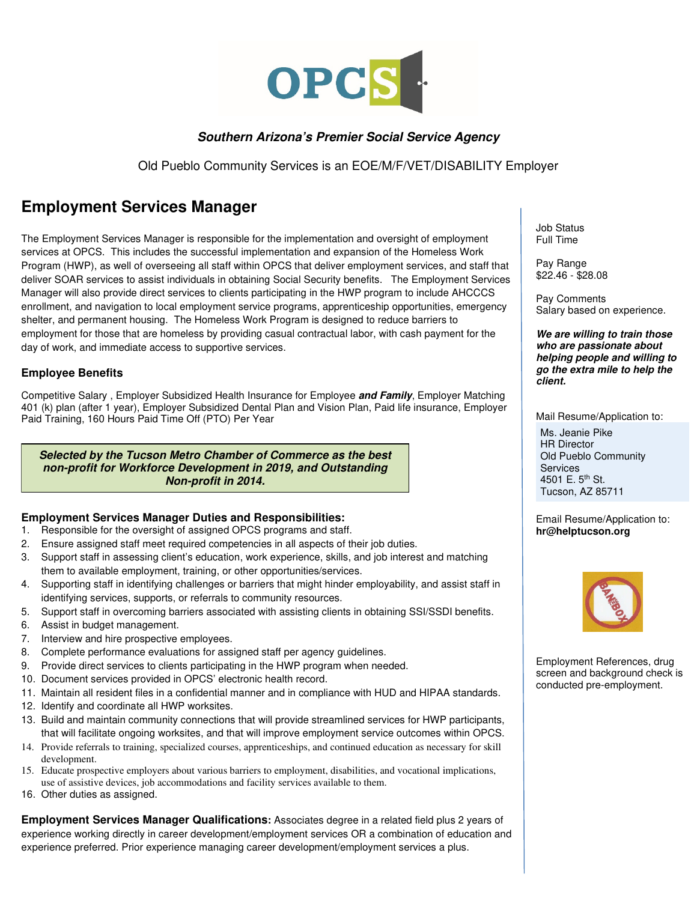OPCS

***Southern Arizona's Premier Social Service Agency***

Old Pueblo Community Services is an EOE/M/F/VET/DISABILITY Employer

# Employment Services Manager

The Employment Services Manager is responsible for the implementation and oversight of employment services at OPCS. This includes the successful implementation and expansion of the Homeless Work Program (HWP), as well of overseeing all staff within OPCS that deliver employment services, and staff that deliver SOAR services to assist individuals in obtaining Social Security benefits. The Employment Services Manager will also provide direct services to clients participating in the HWP program to include AHCCCS enrollment, and navigation to local employment service programs, apprenticeship opportunities, emergency shelter, and permanent housing. The Homeless Work Program is designed to reduce barriers to employment for those that are homeless by providing casual contractual labor, with cash payment for the day of work, and immediate access to supportive services.

### Employee Benefits

Competitive Salary , Employer Subsidized Health Insurance for Employee ***and Family***, Employer Matching 401 (k) plan (after 1 year), Employer Subsidized Dental Plan and Vision Plan, Paid life insurance, Employer Paid Training, 160 Hours Paid Time Off (PTO) Per Year

***Selected by the Tucson Metro Chamber of Commerce as the best non-profit for Workforce Development in 2019, and Outstanding Non-profit in 2014.***

### Employment Services Manager Duties and Responsibilities:

1. Responsible for the oversight of assigned OPCS programs and staff.
2. Ensure assigned staff meet required competencies in all aspects of their job duties.
3. Support staff in assessing client's education, work experience, skills, and job interest and matching them to available employment, training, or other opportunities/services.
4. Supporting staff in identifying challenges or barriers that might hinder employability, and assist staff in identifying services, supports, or referrals to community resources.
5. Support staff in overcoming barriers associated with assisting clients in obtaining SSI/SSDI benefits.
6. Assist in budget management.
7. Interview and hire prospective employees.
8. Complete performance evaluations for assigned staff per agency guidelines.
9. Provide direct services to clients participating in the HWP program when needed.
10. Document services provided in OPCS' electronic health record.
11. Maintain all resident files in a confidential manner and in compliance with HUD and HIPAA standards.
12. Identify and coordinate all HWP worksites.
13. Build and maintain community connections that will provide streamlined services for HWP participants, that will facilitate ongoing worksites, and that will improve employment service outcomes within OPCS.
14. Provide referrals to training, specialized courses, apprenticeships, and continued education as necessary for skill development.
15. Educate prospective employers about various barriers to employment, disabilities, and vocational implications, use of assistive devices, job accommodations and facility services available to them.
16. Other duties as assigned.

**Employment Services Manager Qualifications:** Associates degree in a related field plus 2 years of experience working directly in career development/employment services OR a combination of education and experience preferred. Prior experience managing career development/employment services a plus.

Job Status
Full Time

Pay Range
$22.46 - $28.08

Pay Comments
Salary based on experience.

***We are willing to train those who are passionate about helping people and willing to go the extra mile to help the client.***

Mail Resume/Application to:

Ms. Jeanie Pike
HR Director
Old Pueblo Community Services
4501 E. 5th St.
Tucson, AZ 85711

Email Resume/Application to:
**hr@helptucson.org**

BAN THE BOX

Employment References, drug screen and background check is conducted pre-employment.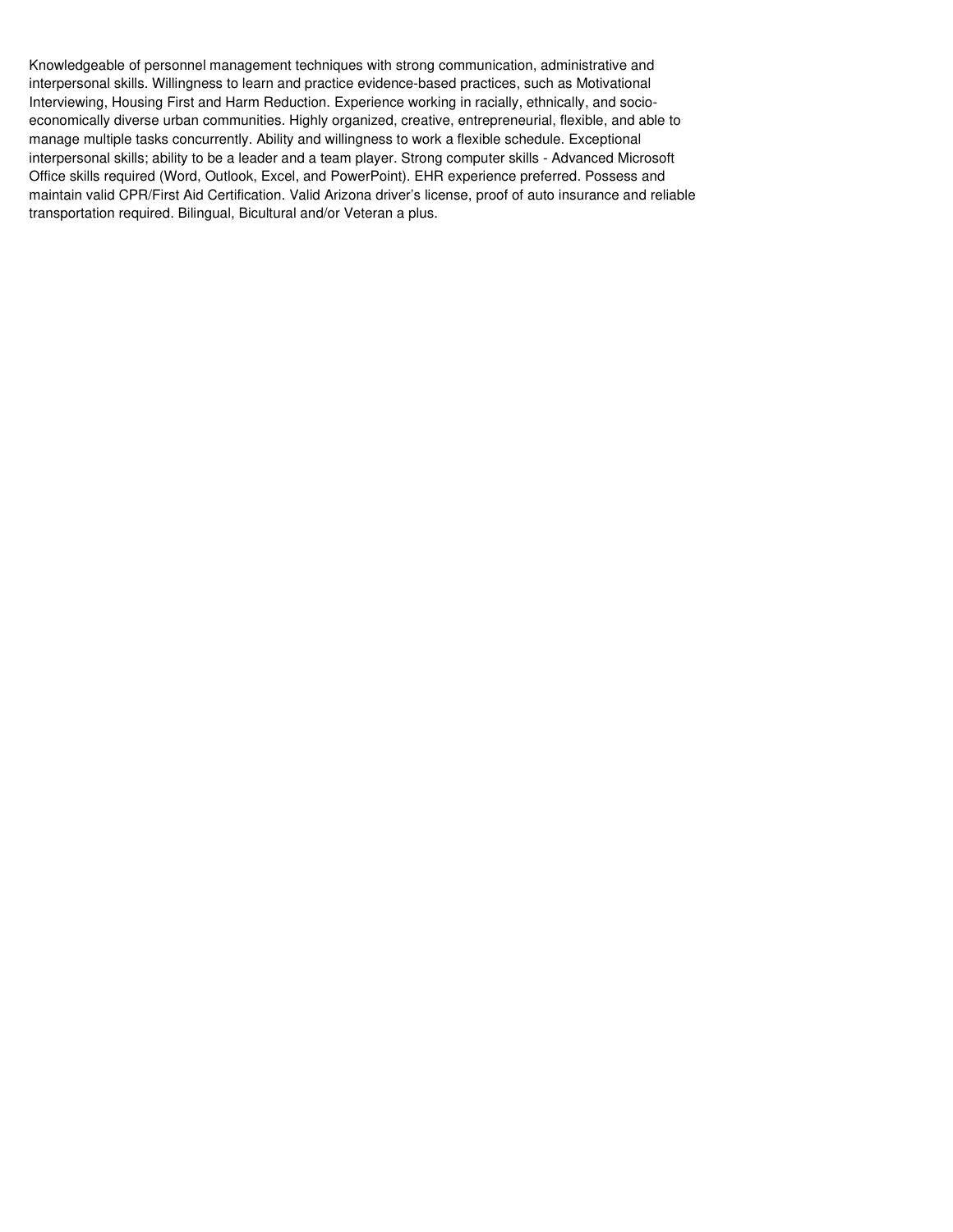Knowledgeable of personnel management techniques with strong communication, administrative and interpersonal skills. Willingness to learn and practice evidence-based practices, such as Motivational Interviewing, Housing First and Harm Reduction. Experience working in racially, ethnically, and socio-economically diverse urban communities. Highly organized, creative, entrepreneurial, flexible, and able to manage multiple tasks concurrently. Ability and willingness to work a flexible schedule. Exceptional interpersonal skills; ability to be a leader and a team player. Strong computer skills - Advanced Microsoft Office skills required (Word, Outlook, Excel, and PowerPoint). EHR experience preferred. Possess and maintain valid CPR/First Aid Certification. Valid Arizona driver's license, proof of auto insurance and reliable transportation required. Bilingual, Bicultural and/or Veteran a plus.